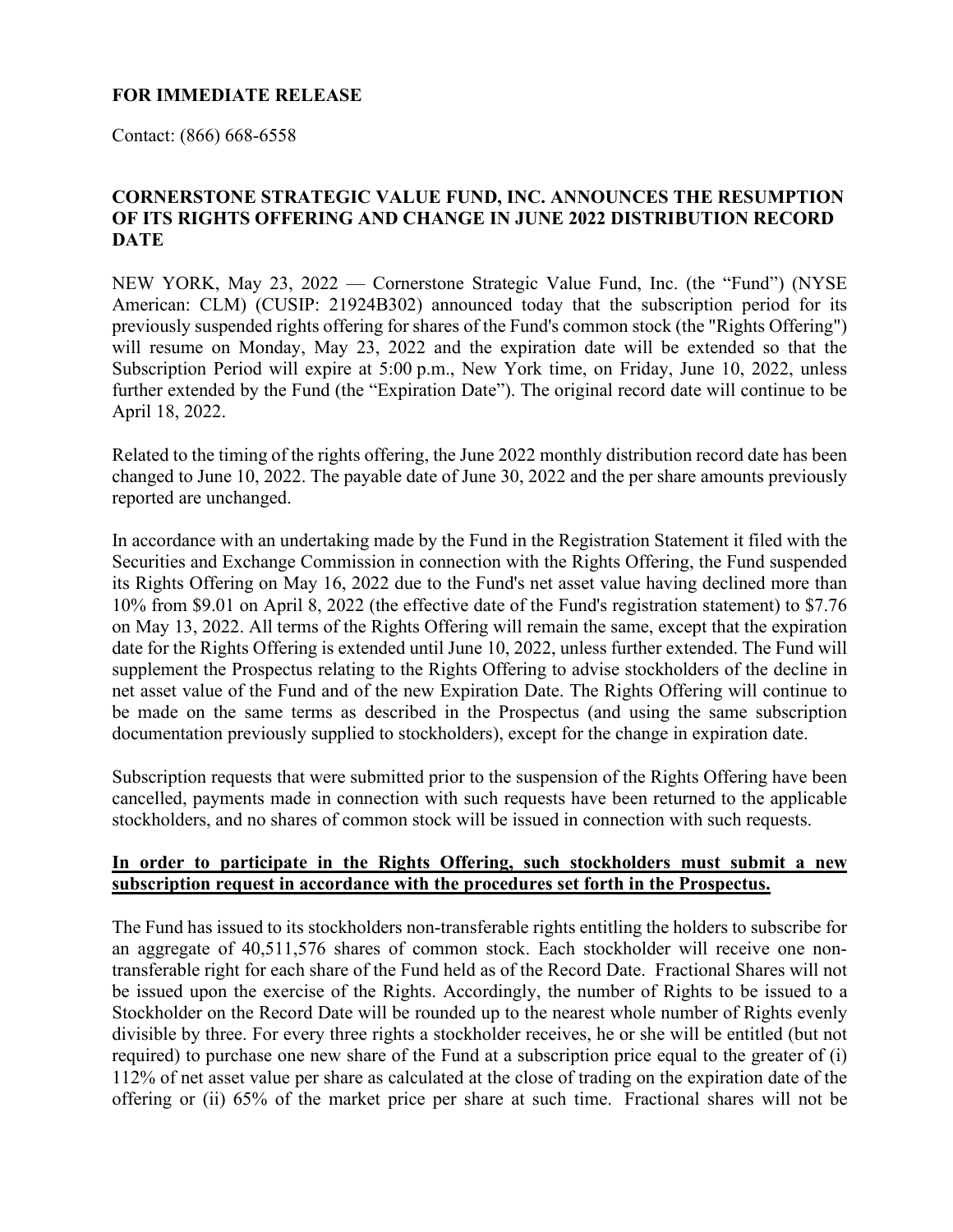**FOR IMMEDIATE RELEASE**

Contact: (866) 668-6558

## CORNERSTONE STRATEGIC VALUE FUND, INC. ANNOUNCES THE RESUMPTION OF ITS RIGHTS OFFERING AND CHANGE IN JUNE 2022 DISTRIBUTION RECORD DATE

NEW YORK, May 23, 2022 — Cornerstone Strategic Value Fund, Inc. (the "Fund") (NYSE American: CLM) (CUSIP: 21924B302) announced today that the subscription period for its previously suspended rights offering for shares of the Fund's common stock (the "Rights Offering") will resume on Monday, May 23, 2022 and the expiration date will be extended so that the Subscription Period will expire at 5:00 p.m., New York time, on Friday, June 10, 2022, unless further extended by the Fund (the "Expiration Date"). The original record date will continue to be April 18, 2022.

Related to the timing of the rights offering, the June 2022 monthly distribution record date has been changed to June 10, 2022. The payable date of June 30, 2022 and the per share amounts previously reported are unchanged.

In accordance with an undertaking made by the Fund in the Registration Statement it filed with the Securities and Exchange Commission in connection with the Rights Offering, the Fund suspended its Rights Offering on May 16, 2022 due to the Fund's net asset value having declined more than 10% from $9.01 on April 8, 2022 (the effective date of the Fund's registration statement) to $7.76 on May 13, 2022. All terms of the Rights Offering will remain the same, except that the expiration date for the Rights Offering is extended until June 10, 2022, unless further extended. The Fund will supplement the Prospectus relating to the Rights Offering to advise stockholders of the decline in net asset value of the Fund and of the new Expiration Date. The Rights Offering will continue to be made on the same terms as described in the Prospectus (and using the same subscription documentation previously supplied to stockholders), except for the change in expiration date.

Subscription requests that were submitted prior to the suspension of the Rights Offering have been cancelled, payments made in connection with such requests have been returned to the applicable stockholders, and no shares of common stock will be issued in connection with such requests.

**In order to participate in the Rights Offering, such stockholders must submit a new subscription request in accordance with the procedures set forth in the Prospectus.**

The Fund has issued to its stockholders non-transferable rights entitling the holders to subscribe for an aggregate of 40,511,576 shares of common stock. Each stockholder will receive one non-transferable right for each share of the Fund held as of the Record Date. Fractional Shares will not be issued upon the exercise of the Rights. Accordingly, the number of Rights to be issued to a Stockholder on the Record Date will be rounded up to the nearest whole number of Rights evenly divisible by three. For every three rights a stockholder receives, he or she will be entitled (but not required) to purchase one new share of the Fund at a subscription price equal to the greater of (i) 112% of net asset value per share as calculated at the close of trading on the expiration date of the offering or (ii) 65% of the market price per share at such time. Fractional shares will not be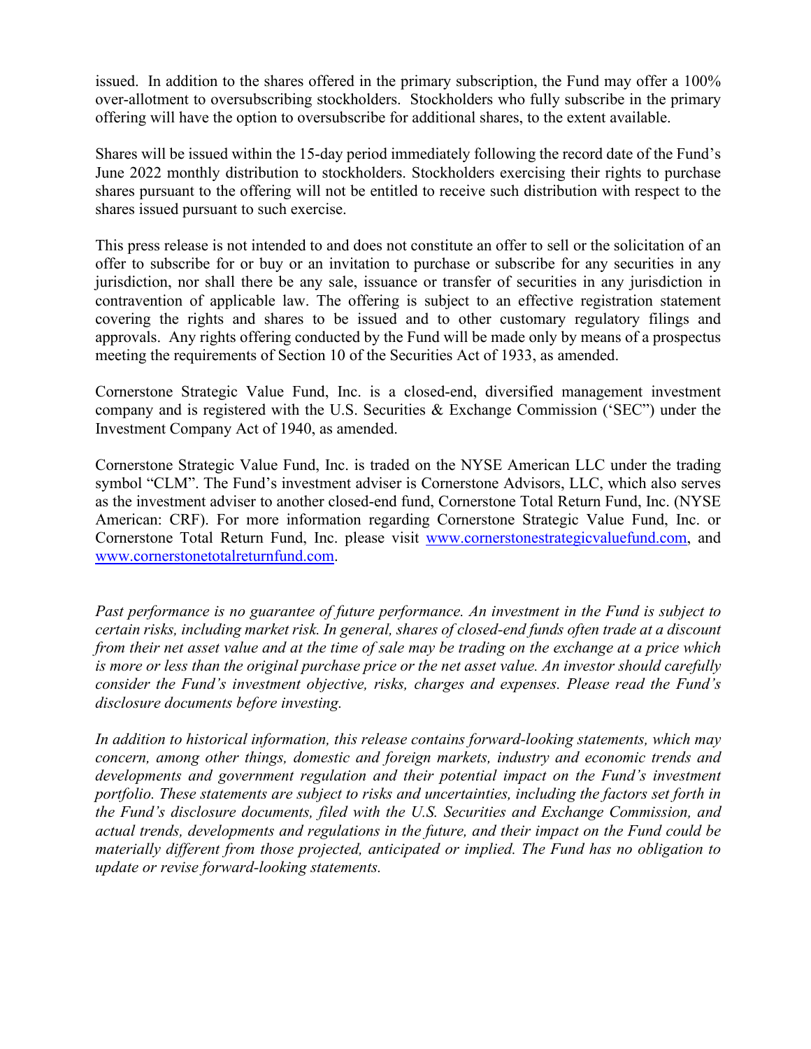issued. In addition to the shares offered in the primary subscription, the Fund may offer a 100% over-allotment to oversubscribing stockholders. Stockholders who fully subscribe in the primary offering will have the option to oversubscribe for additional shares, to the extent available.

Shares will be issued within the 15-day period immediately following the record date of the Fund's June 2022 monthly distribution to stockholders. Stockholders exercising their rights to purchase shares pursuant to the offering will not be entitled to receive such distribution with respect to the shares issued pursuant to such exercise.

This press release is not intended to and does not constitute an offer to sell or the solicitation of an offer to subscribe for or buy or an invitation to purchase or subscribe for any securities in any jurisdiction, nor shall there be any sale, issuance or transfer of securities in any jurisdiction in contravention of applicable law. The offering is subject to an effective registration statement covering the rights and shares to be issued and to other customary regulatory filings and approvals. Any rights offering conducted by the Fund will be made only by means of a prospectus meeting the requirements of Section 10 of the Securities Act of 1933, as amended.

Cornerstone Strategic Value Fund, Inc. is a closed-end, diversified management investment company and is registered with the U.S. Securities & Exchange Commission ('SEC") under the Investment Company Act of 1940, as amended.

Cornerstone Strategic Value Fund, Inc. is traded on the NYSE American LLC under the trading symbol "CLM". The Fund's investment adviser is Cornerstone Advisors, LLC, which also serves as the investment adviser to another closed-end fund, Cornerstone Total Return Fund, Inc. (NYSE American: CRF). For more information regarding Cornerstone Strategic Value Fund, Inc. or Cornerstone Total Return Fund, Inc. please visit www.cornerstonestrategicvaluefund.com, and www.cornerstonetotalreturnfund.com.

*Past performance is no guarantee of future performance. An investment in the Fund is subject to certain risks, including market risk. In general, shares of closed-end funds often trade at a discount from their net asset value and at the time of sale may be trading on the exchange at a price which is more or less than the original purchase price or the net asset value. An investor should carefully consider the Fund's investment objective, risks, charges and expenses. Please read the Fund's disclosure documents before investing.*

*In addition to historical information, this release contains forward-looking statements, which may concern, among other things, domestic and foreign markets, industry and economic trends and developments and government regulation and their potential impact on the Fund's investment portfolio. These statements are subject to risks and uncertainties, including the factors set forth in the Fund's disclosure documents, filed with the U.S. Securities and Exchange Commission, and actual trends, developments and regulations in the future, and their impact on the Fund could be materially different from those projected, anticipated or implied. The Fund has no obligation to update or revise forward-looking statements.*